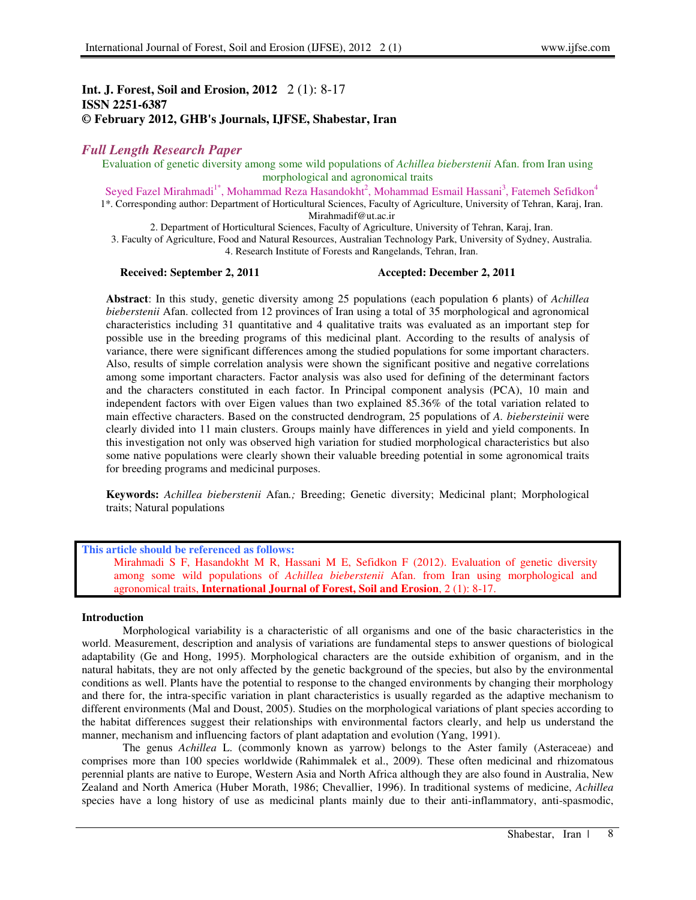**Int. J. Forest, Soil and Erosion, 2012 2 (1): 8-17**
**ISSN 2251-6387**
**© February 2012, GHB's Journals, IJFSE, Shabestar, Iran**

*Full Length Research Paper*

# Evaluation of genetic diversity among some wild populations of *Achillea bieberstenii* Afan. from Iran using morphological and agronomical traits

Seyed Fazel Mirahmadi[1*], Mohammad Reza Hasandokht[2], Mohammad Esmail Hassani[3], Fatemeh Sefidkon[4]

1*. Corresponding author: Department of Horticultural Sciences, Faculty of Agriculture, University of Tehran, Karaj, Iran. Mirahmadif@ut.ac.ir

2. Department of Horticultural Sciences, Faculty of Agriculture, University of Tehran, Karaj, Iran.

3. Faculty of Agriculture, Food and Natural Resources, Australian Technology Park, University of Sydney, Australia.

4. Research Institute of Forests and Rangelands, Tehran, Iran.

**Received: September 2, 2011** **Accepted: December 2, 2011**

**Abstract**: In this study, genetic diversity among 25 populations (each population 6 plants) of *Achillea bieberstenii* Afan. collected from 12 provinces of Iran using a total of 35 morphological and agronomical characteristics including 31 quantitative and 4 qualitative traits was evaluated as an important step for possible use in the breeding programs of this medicinal plant. According to the results of analysis of variance, there were significant differences among the studied populations for some important characters. Also, results of simple correlation analysis were shown the significant positive and negative correlations among some important characters. Factor analysis was also used for defining of the determinant factors and the characters constituted in each factor. In Principal component analysis (PCA), 10 main and independent factors with over Eigen values than two explained 85.36% of the total variation related to main effective characters. Based on the constructed dendrogram, 25 populations of *A. biebersteinii* were clearly divided into 11 main clusters. Groups mainly have differences in yield and yield components. In this investigation not only was observed high variation for studied morphological characteristics but also some native populations were clearly shown their valuable breeding potential in some agronomical traits for breeding programs and medicinal purposes.

**Keywords:** *Achillea bieberstenii* Afan*.;* Breeding; Genetic diversity; Medicinal plant; Morphological traits; Natural populations

**This article should be referenced as follows:**
Mirahmadi S F, Hasandokht M R, Hassani M E, Sefidkon F (2012). Evaluation of genetic diversity among some wild populations of *Achillea bieberstenii* Afan. from Iran using morphological and agronomical traits, **International Journal of Forest, Soil and Erosion**, 2 (1): 8-17.

## Introduction

Morphological variability is a characteristic of all organisms and one of the basic characteristics in the world. Measurement, description and analysis of variations are fundamental steps to answer questions of biological adaptability (Ge and Hong, 1995). Morphological characters are the outside exhibition of organism, and in the natural habitats, they are not only affected by the genetic background of the species, but also by the environmental conditions as well. Plants have the potential to response to the changed environments by changing their morphology and there for, the intra-specific variation in plant characteristics is usually regarded as the adaptive mechanism to different environments (Mal and Doust, 2005). Studies on the morphological variations of plant species according to the habitat differences suggest their relationships with environmental factors clearly, and help us understand the manner, mechanism and influencing factors of plant adaptation and evolution (Yang, 1991).

The genus *Achillea* L. (commonly known as yarrow) belongs to the Aster family (Asteraceae) and comprises more than 100 species worldwide (Rahimmalek et al., 2009). These often medicinal and rhizomatous perennial plants are native to Europe, Western Asia and North Africa although they are also found in Australia, New Zealand and North America (Huber Morath, 1986; Chevallier, 1996). In traditional systems of medicine, *Achillea* species have a long history of use as medicinal plants mainly due to their anti-inflammatory, anti-spasmodic,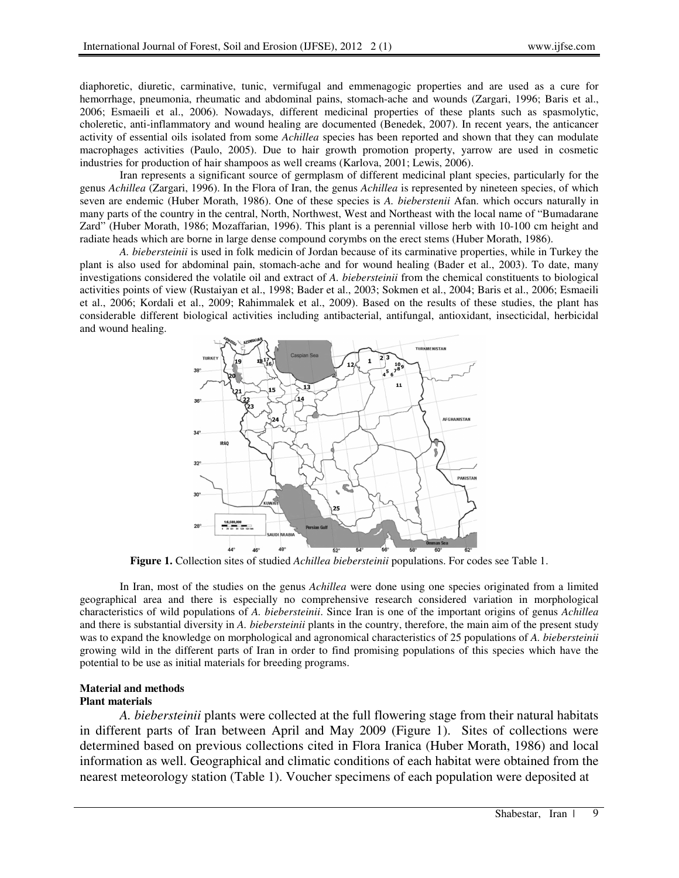diaphoretic, diuretic, carminative, tunic, vermifugal and emmenagogic properties and are used as a cure for hemorrhage, pneumonia, rheumatic and abdominal pains, stomach-ache and wounds (Zargari, 1996; Baris et al., 2006; Esmaeili et al., 2006). Nowadays, different medicinal properties of these plants such as spasmolytic, choleretic, anti-inflammatory and wound healing are documented (Benedek, 2007). In recent years, the anticancer activity of essential oils isolated from some *Achillea* species has been reported and shown that they can modulate macrophages activities (Paulo, 2005). Due to hair growth promotion property, yarrow are used in cosmetic industries for production of hair shampoos as well creams (Karlova, 2001; Lewis, 2006).

Iran represents a significant source of germplasm of different medicinal plant species, particularly for the genus *Achillea* (Zargari, 1996). In the Flora of Iran, the genus *Achillea* is represented by nineteen species, of which seven are endemic (Huber Morath, 1986). One of these species is *A. bieberstenii* Afan. which occurs naturally in many parts of the country in the central, North, Northwest, West and Northeast with the local name of "Bumadarane Zard" (Huber Morath, 1986; Mozaffarian, 1996). This plant is a perennial villose herb with 10-100 cm height and radiate heads which are borne in large dense compound corymbs on the erect stems (Huber Morath, 1986).

*A. biebersteinii* is used in folk medicin of Jordan because of its carminative properties, while in Turkey the plant is also used for abdominal pain, stomach-ache and for wound healing (Bader et al., 2003). To date, many investigations considered the volatile oil and extract of *A. biebersteinii* from the chemical constituents to biological activities points of view (Rustaiyan et al., 1998; Bader et al., 2003; Sokmen et al., 2004; Baris et al., 2006; Esmaeili et al., 2006; Kordali et al., 2009; Rahimmalek et al., 2009). Based on the results of these studies, the plant has considerable different biological activities including antibacterial, antifungal, antioxidant, insecticidal, herbicidal and wound healing.

**Figure 1.** Collection sites of studied *Achillea biebersteinii* populations. For codes see Table 1.

In Iran, most of the studies on the genus *Achillea* were done using one species originated from a limited geographical area and there is especially no comprehensive research considered variation in morphological characteristics of wild populations of *A. biebersteinii*. Since Iran is one of the important origins of genus *Achillea* and there is substantial diversity in *A. biebersteinii* plants in the country, therefore, the main aim of the present study was to expand the knowledge on morphological and agronomical characteristics of 25 populations of *A. biebersteinii* growing wild in the different parts of Iran in order to find promising populations of this species which have the potential to be use as initial materials for breeding programs.

## Material and methods

### Plant materials

*A. biebersteinii* plants were collected at the full flowering stage from their natural habitats in different parts of Iran between April and May 2009 (Figure 1). Sites of collections were determined based on previous collections cited in Flora Iranica (Huber Morath, 1986) and local information as well. Geographical and climatic conditions of each habitat were obtained from the nearest meteorology station (Table 1). Voucher specimens of each population were deposited at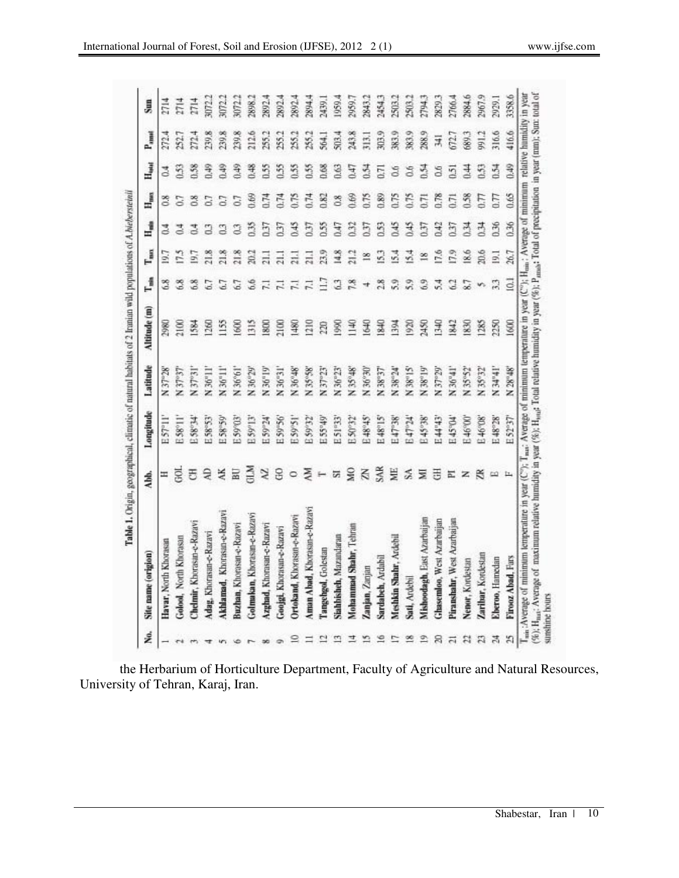**Table 1.** Origin, geographical, climatic of natural habitats of 2 Iranian wild populations of *A.biebersteinii*

| No. | Site name (origion) | Abb. | Longitude | Latitude | Altitude (m) | $T_{min}$ | $T_{max}$ | $H_{min}$ | $H_{max}$ | $H_{total}$ | $P_{annul}$ | Sun |
|---|---|---|---|---|---|---|---|---|---|---|---|---|
| 1 | **Havar**, North Khorasan | H | E 57°11' | N 37°28' | 2980 | 6.8 | 19.7 | 0.4 | 0.8 | 0.4 | 272.4 | 2714 |
| 2 | **Golood**, North Khorasan | GOL | E 58°11' | N 37°37' | 2100 | 6.8 | 17.5 | 0.4 | 0.7 | 0.53 | 252.7 | 2714 |
| 3 | **Chelmir**, Khorasan-e-Razavi | CH | E 58°34' | N 37°31' | 1584 | 6.8 | 19.7 | 0.4 | 0.8 | 0.58 | 272.4 | 2714 |
| 4 | **Adag**, Khorasan-e-Razavi | AD | E 58°53' | N 36°11' | 1260 | 6.7 | 21.8 | 0.3 | 0.7 | 0.49 | 239.8 | 3072.2 |
| 5 | **Akhlamad**, Khorasan-e-Razavi | AK | E 58°59' | N 36°11' | 1155 | 6.7 | 21.8 | 0.3 | 0.7 | 0.49 | 239.8 | 3072.2 |
| 6 | **Buzhan**, Khorasan-e-Razavi | BU | E 59°03' | N 36°61' | 1600 | 6.7 | 21.8 | 0.3 | 0.7 | 0.49 | 239.8 | 3072.2 |
| 7 | **Golmakan**, Khorasan-e-Razavi | GLM | E 59°13' | N 36°29' | 1315 | 6.6 | 20.2 | 0.35 | 0.69 | 0.48 | 212.6 | 2898.2 |
| 8 | **Azghad**, Khorasan-e-Razavi | AZ | E 59°24' | N 36°19' | 1800 | 7.1 | 21.1 | 0.37 | 0.74 | 0.55 | 255.2 | 2892.4 |
| 9 | **Goojgi**, Khorasan-e-Razavi | GO | E 59°56' | N 36°31' | 2100 | 7.1 | 21.1 | 0.37 | 0.74 | 0.55 | 255.2 | 2892.4 |
| 10 | **Ortokand**, Khorasan-e-Razavi | O | E 59°51' | N 36°48' | 1480 | 7.1 | 21.1 | 0.45 | 0.75 | 0.55 | 255.2 | 2892.4 |
| 11 | **Aman Abad**, Khorasan-e-Razavi | AM | E 59°32' | N 35°58' | 1210 | 7.1 | 21.1 | 0.37 | 0.74 | 0.55 | 255.2 | 2894.4 |
| 12 | **Tangehgol**, Golestan | T | E 55°49' | N 37°23' | 220 | 11.7 | 23.9 | 0.55 | 0.82 | 0.68 | 564.1 | 2439.1 |
| 13 | **Siahbisheh**, Mazandaran | SI | E 51°33' | N 36°23' | 1990 | 6.3 | 14.8 | 0.47 | 0.8 | 0.63 | 503.4 | 1959.4 |
| 14 | **Mohammad Shahr**, Tehran | MO | E 50°32' | N 35°48' | 1140 | 7.8 | 21.2 | 0.32 | 0.69 | 0.47 | 243.8 | 2959.7 |
| 15 | **Zanjan**, Zanjan | ZN | E 48°45' | N 36°30' | 1640 | 4 | 18 | 0.37 | 0.75 | 0.54 | 313.1 | 2843.2 |
| 16 | **Sardabeh**, Ardabil | SAR | E 48°15' | N 38°37' | 1840 | 2.8 | 15.3 | 0.53 | 0.89 | 0.71 | 303.9 | 2454.3 |
| 17 | **Meshkin Shahr**, Ardebil | ME | E 47°38' | N 38°24' | 1394 | 5.9 | 15.4 | 0.45 | 0.75 | 0.6 | 383.9 | 2503.2 |
| 18 | **Sati**, Ardebil | SA | E 47°24' | N 38°15' | 1920 | 5.9 | 15.4 | 0.45 | 0.75 | 0.6 | 383.9 | 2503.2 |
| 19 | **Mishoodagh**, East Azarbaijan | MI | E 45°38' | N 38°19' | 2450 | 6.9 | 18 | 0.37 | 0.71 | 0.54 | 288.9 | 2794.3 |
| 20 | **Ghasemloo**, West Azarbaijan | GH | E 44°43' | N 37°29' | 1340 | 5.4 | 17.6 | 0.42 | 0.78 | 0.6 | 341 | 2829.3 |
| 21 | **Piranshahr**, West Azarbaijan | PI | E 45°04' | N 36°41' | 1842 | 6.2 | 17.9 | 0.37 | 0.71 | 0.51 | 672.7 | 2766.4 |
| 22 | **Nenor**, Kordestan | N | E 46°00' | N 35°52' | 1830 | 8.7 | 18.6 | 0.34 | 0.58 | 0.44 | 689.3 | 2884.6 |
| 23 | **Zarihar**, Kordestan | ZR | E 46°08' | N 35°32' | 1285 | 5 | 20.6 | 0.34 | 0.77 | 0.53 | 991.2 | 2967.9 |
| 24 | **Elberoo**, Hamedan | E | E 48°28' | N 34°41' | 2250 | 3.3 | 19.1 | 0.36 | 0.77 | 0.54 | 316.6 | 2929.1 |
| 25 | **Firooz Abad**, Fars | F | E 52°37' | N 28°48' | 1600 | 10.1 | 26.7 | 0.36 | 0.65 | 0.49 | 416.6 | 3358.6 |

$T_{min}$: Average of minimum temperature in year (C°); $T_{max}$: Average of minimum temperature in year (C°); $H_{min}$: Average of minimum relative humidity in year (%); $H_{max}$: Average of maximum relative humidity in year (%); $H_{total}$: Total relative humidity in year (%); $P_{annul}$: Total of precipitation in year (mm); Sun: total of sunshine hours

the Herbarium of Horticulture Department, Faculty of Agriculture and Natural Resources, University of Tehran, Karaj, Iran.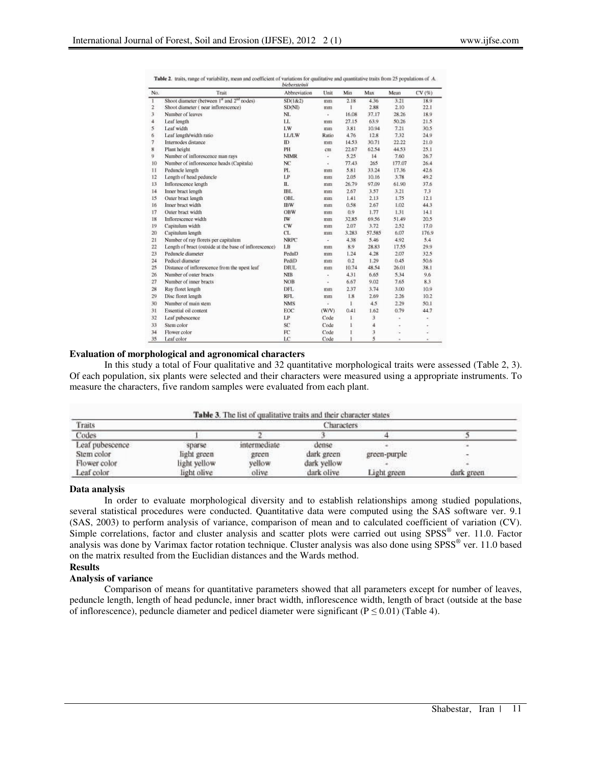**Table 2.** traits, range of variability, mean and coefficient of variations for qualitative and quantitative traits from 25 populations of *A. biebersteinii*

| No. | Trait | Abbreviation | Unit | Min | Max | Mean | CV (%) |
|---|---|---|---|---|---|---|---|
| 1 | Shoot diameter (between 1[st] and 2[nd] nodes) | SD(1&2) | mm | 2.18 | 4.36 | 3.21 | 18.9 |
| 2 | Shoot diameter ( near inflorescence) | SD(NI) | mm | 1 | 2.88 | 2.10 | 22.1 |
| 3 | Number of leaves | NL | - | 16.08 | 37.17 | 28.26 | 18.9 |
| 4 | Leaf length | LL | mm | 27.15 | 63.9 | 50.26 | 21.5 |
| 5 | Leaf width | LW | mm | 3.81 | 10.94 | 7.21 | 30.5 |
| 6 | Leaf length/width ratio | LL/LW | Ratio | 4.76 | 12.8 | 7.32 | 24.9 |
| 7 | Internodes distance | ID | mm | 14.53 | 30.71 | 22.22 | 21.0 |
| 8 | Plant height | PH | cm | 22.67 | 62.54 | 44.53 | 25.1 |
| 9 | Number of inflorescence man rays | NIMR | - | 5.25 | 14 | 7.60 | 26.7 |
| 10 | Number of inflorescence heads (Capitula) | NC | - | 77.43 | 265 | 177.07 | 26.4 |
| 11 | Peduncle length | PL | mm | 5.81 | 33.24 | 17.36 | 42.6 |
| 12 | Length of head peduncle | LP | mm | 2.05 | 10.16 | 3.78 | 49.2 |
| 13 | Inflorescence length | IL | mm | 26.79 | 97.09 | 61.90 | 37.6 |
| 14 | Inner bract length | IBL | mm | 2.67 | 3.57 | 3.21 | 7.3 |
| 15 | Outer bract length | OBL | mm | 1.41 | 2.13 | 1.75 | 12.1 |
| 16 | Inner bract width | IBW | mm | 0.58 | 2.67 | 1.02 | 44.3 |
| 17 | Outer bract width | OBW | mm | 0.9 | 1.77 | 1.31 | 14.1 |
| 18 | Inflorescence width | IW | mm | 32.85 | 69.56 | 51.49 | 20.5 |
| 19 | Capitulum width | CW | mm | 2.07 | 3.72 | 2.52 | 17.0 |
| 20 | Capitulum length | CL | mm | 3.283 | 57.585 | 6.07 | 176.9 |
| 21 | Number of ray florets per capitulum | NRPC | - | 4.38 | 5.46 | 4.92 | 5.4 |
| 22 | Length of bract (outside at the base of inflorescence) | LB | mm | 8.9 | 28.83 | 17.55 | 29.9 |
| 23 | Peduncle diameter | PeduD | mm | 1.24 | 4.28 | 2.07 | 32.5 |
| 24 | Pedicel diameter | PediD | mm | 0.2 | 1.29 | 0.45 | 50.6 |
| 25 | Distance of inflorescence from the upest leaf | DIUL | mm | 10.74 | 48.54 | 26.01 | 38.1 |
| 26 | Number of outer bracts | NIB | - | 4.31 | 6.65 | 5.34 | 9.6 |
| 27 | Number of inner bracts | NOB | - | 6.67 | 9.02 | 7.65 | 8.3 |
| 28 | Ray floret length | DFL | mm | 2.37 | 3.74 | 3.00 | 10.9 |
| 29 | Disc floret length | RFL | mm | 1.8 | 2.69 | 2.26 | 10.2 |
| 30 | Number of main stem | NMS | - | 1 | 4.5 | 2.29 | 50.1 |
| 31 | Essential oil content | EOC | (W/V) | 0.41 | 1.62 | 0.79 | 44.7 |
| 32 | Leaf pubescence | LP | Code | 1 | 3 | - | - |
| 33 | Stem color | SC | Code | 1 | 4 | - | - |
| 34 | Flower color | FC | Code | 1 | 3 | - | - |
| 35 | Leaf color | LC | Code | 1 | 5 | - | - |

### Evaluation of morphological and agronomical characters

In this study a total of Four qualitative and 32 quantitative morphological traits were assessed (Table 2, 3). Of each population, six plants were selected and their characters were measured using a appropriate instruments. To measure the characters, five random samples were evaluated from each plant.

**Table 3.** The list of qualitative traits and their character states

| Traits | Characters | | | | |
|---|---|---|---|---|---|
| Codes | 1 | 2 | 3 | 4 | 5 |
| Leaf pubescence | sparse | intermediate | dense | - | - |
| Stem color | light green | green | dark green | green-purple | - |
| Flower color | light yellow | yellow | dark yellow | - | - |
| Leaf color | light olive | olive | dark olive | Light green | dark green |

### Data analysis

In order to evaluate morphological diversity and to establish relationships among studied populations, several statistical procedures were conducted. Quantitative data were computed using the SAS software ver. 9.1 (SAS, 2003) to perform analysis of variance, comparison of mean and to calculated coefficient of variation (CV). Simple correlations, factor and cluster analysis and scatter plots were carried out using SPSS® ver. 11.0. Factor analysis was done by Varimax factor rotation technique. Cluster analysis was also done using SPSS® ver. 11.0 based on the matrix resulted from the Euclidian distances and the Wards method.

## Results

### Analysis of variance

Comparison of means for quantitative parameters showed that all parameters except for number of leaves, peduncle length, length of head peduncle, inner bract width, inflorescence width, length of bract (outside at the base of inflorescence), peduncle diameter and pedicel diameter were significant ($P \leq 0.01$) (Table 4).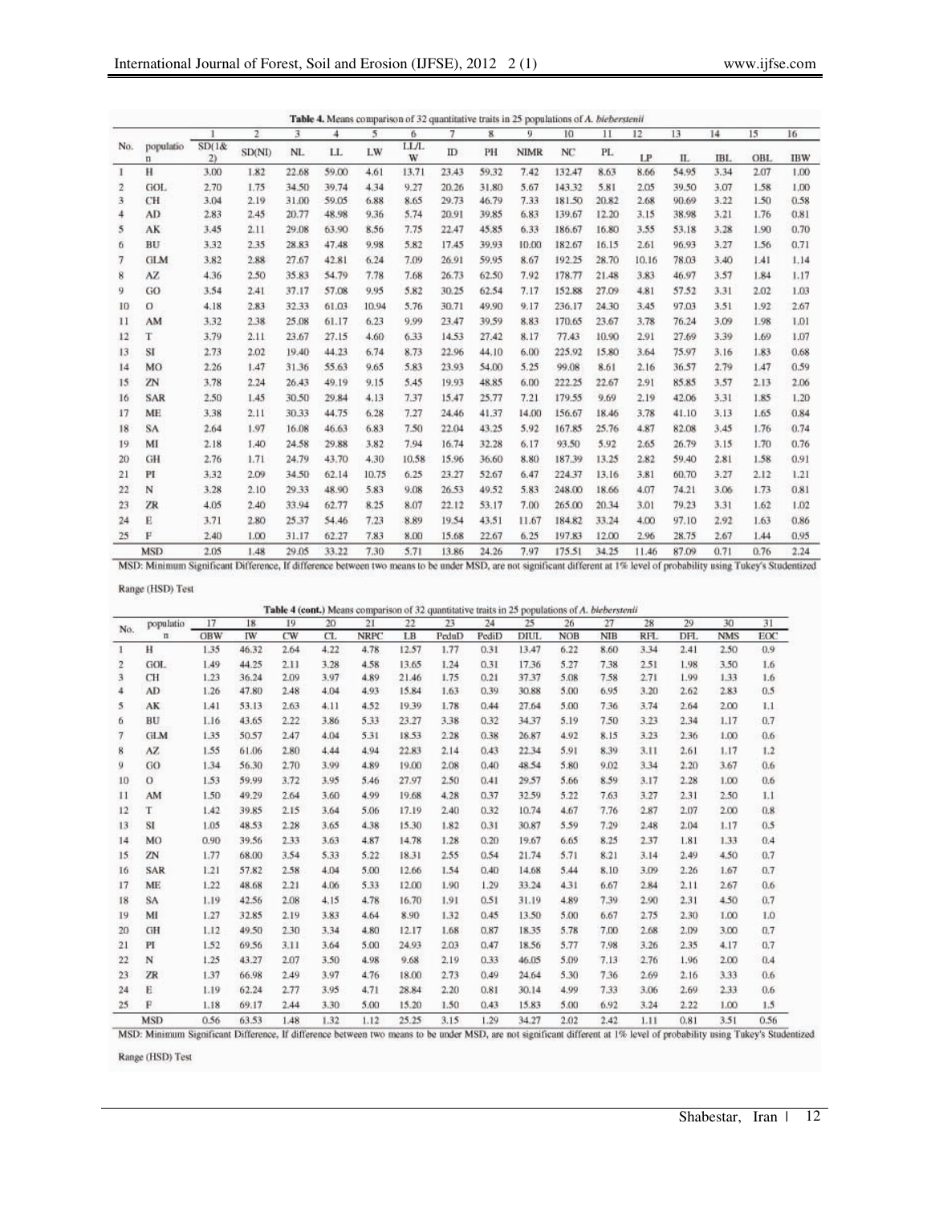**Table 4.** Means comparison of 32 quantitative traits in 25 populations of *A. biebersteinii*

| No. | population | 1 SD(1& 2) | 2 SD(NI) | 3 NL | 4 LL | 5 LW | 6 LL/LW | 7 ID | 8 PH | 9 NIMR | 10 NC | 11 PL | 12 LP | 13 IL | 14 IBL | 15 OBL | 16 IBW |
|---|---|---|---|---|---|---|---|---|---|---|---|---|---|---|---|---|---|
| 1 | H | 3.00 | 1.82 | 22.68 | 59.00 | 4.61 | 13.71 | 23.43 | 59.32 | 7.42 | 132.47 | 8.63 | 8.66 | 54.95 | 3.34 | 2.07 | 1.00 |
| 2 | GOL | 2.70 | 1.75 | 34.50 | 39.74 | 4.34 | 9.27 | 20.26 | 31.80 | 5.67 | 143.32 | 5.81 | 2.05 | 39.50 | 3.07 | 1.58 | 1.00 |
| 3 | CH | 3.04 | 2.19 | 31.00 | 59.05 | 6.88 | 8.65 | 29.73 | 46.79 | 7.33 | 181.50 | 20.82 | 2.68 | 90.69 | 3.22 | 1.50 | 0.58 |
| 4 | AD | 2.83 | 2.45 | 20.77 | 48.98 | 9.36 | 5.74 | 20.91 | 39.85 | 6.83 | 139.67 | 12.20 | 3.15 | 38.98 | 3.21 | 1.76 | 0.81 |
| 5 | AK | 3.45 | 2.11 | 29.08 | 63.90 | 8.56 | 7.75 | 22.47 | 45.85 | 6.33 | 186.67 | 16.80 | 3.55 | 53.18 | 3.28 | 1.90 | 0.70 |
| 6 | BU | 3.32 | 2.35 | 28.83 | 47.48 | 9.98 | 5.82 | 17.45 | 39.93 | 10.00 | 182.67 | 16.15 | 2.61 | 96.93 | 3.27 | 1.56 | 0.71 |
| 7 | GLM | 3.82 | 2.88 | 27.67 | 42.81 | 6.24 | 7.09 | 26.91 | 59.95 | 8.67 | 192.25 | 28.70 | 10.16 | 78.03 | 3.40 | 1.41 | 1.14 |
| 8 | AZ | 4.36 | 2.50 | 35.83 | 54.79 | 7.78 | 7.68 | 26.73 | 62.50 | 7.92 | 178.77 | 21.48 | 3.83 | 46.97 | 3.57 | 1.84 | 1.17 |
| 9 | GO | 3.54 | 2.41 | 37.17 | 57.08 | 9.95 | 5.82 | 30.25 | 62.54 | 7.17 | 152.88 | 27.09 | 4.81 | 57.52 | 3.31 | 2.02 | 1.03 |
| 10 | O | 4.18 | 2.83 | 32.33 | 61.03 | 10.94 | 5.76 | 30.71 | 49.90 | 9.17 | 236.17 | 24.30 | 3.45 | 97.03 | 3.51 | 1.92 | 2.67 |
| 11 | AM | 3.32 | 2.38 | 25.08 | 61.17 | 6.23 | 9.99 | 23.47 | 39.59 | 8.83 | 170.65 | 23.67 | 3.78 | 76.24 | 3.09 | 1.98 | 1.01 |
| 12 | T | 3.79 | 2.11 | 23.67 | 27.15 | 4.60 | 6.33 | 14.53 | 27.42 | 8.17 | 77.43 | 10.90 | 2.91 | 27.69 | 3.39 | 1.69 | 1.07 |
| 13 | SI | 2.73 | 2.02 | 19.40 | 44.23 | 6.74 | 8.73 | 22.96 | 44.10 | 6.00 | 225.92 | 15.80 | 3.64 | 75.97 | 3.16 | 1.83 | 0.68 |
| 14 | MO | 2.26 | 1.47 | 31.36 | 55.63 | 9.65 | 5.83 | 23.93 | 54.00 | 5.25 | 99.08 | 8.61 | 2.16 | 36.57 | 2.79 | 1.47 | 0.59 |
| 15 | ZN | 3.78 | 2.24 | 26.43 | 49.19 | 9.15 | 5.45 | 19.93 | 48.85 | 6.00 | 222.25 | 22.67 | 2.91 | 85.85 | 3.57 | 2.13 | 2.06 |
| 16 | SAR | 2.50 | 1.45 | 30.50 | 29.84 | 4.13 | 7.37 | 15.47 | 25.77 | 7.21 | 179.55 | 9.69 | 2.19 | 42.06 | 3.31 | 1.85 | 1.20 |
| 17 | ME | 3.38 | 2.11 | 30.33 | 44.75 | 6.28 | 7.27 | 24.46 | 41.37 | 14.00 | 156.67 | 18.46 | 3.78 | 41.10 | 3.13 | 1.65 | 0.84 |
| 18 | SA | 2.64 | 1.97 | 16.08 | 46.63 | 6.83 | 7.50 | 22.04 | 43.25 | 5.92 | 167.85 | 25.76 | 4.87 | 82.08 | 3.45 | 1.76 | 0.74 |
| 19 | MI | 2.18 | 1.40 | 24.58 | 29.88 | 3.82 | 7.94 | 16.74 | 32.28 | 6.17 | 93.50 | 5.92 | 2.65 | 26.79 | 3.15 | 1.70 | 0.76 |
| 20 | GH | 2.76 | 1.71 | 24.79 | 43.70 | 4.30 | 10.58 | 15.96 | 36.60 | 8.80 | 187.39 | 13.25 | 2.82 | 59.40 | 2.81 | 1.58 | 0.91 |
| 21 | PI | 3.32 | 2.09 | 34.50 | 62.14 | 10.75 | 6.25 | 23.27 | 52.67 | 6.47 | 224.37 | 13.16 | 3.81 | 60.70 | 3.27 | 2.12 | 1.21 |
| 22 | N | 3.28 | 2.10 | 29.33 | 48.90 | 5.83 | 9.08 | 26.53 | 49.52 | 5.83 | 248.00 | 18.66 | 4.07 | 74.21 | 3.06 | 1.73 | 0.81 |
| 23 | ZR | 4.05 | 2.40 | 33.94 | 62.77 | 8.25 | 8.07 | 22.12 | 53.17 | 7.00 | 265.00 | 20.34 | 3.01 | 79.23 | 3.31 | 1.62 | 1.02 |
| 24 | E | 3.71 | 2.80 | 25.37 | 54.46 | 7.23 | 8.89 | 19.54 | 43.51 | 11.67 | 184.82 | 33.24 | 4.00 | 97.10 | 2.92 | 1.63 | 0.86 |
| 25 | F | 2.40 | 1.00 | 31.17 | 62.27 | 7.83 | 8.00 | 15.68 | 22.67 | 6.25 | 197.83 | 12.00 | 2.96 | 28.75 | 2.67 | 1.44 | 0.95 |
| | MSD | 2.05 | 1.48 | 29.05 | 33.22 | 7.30 | 5.71 | 13.86 | 24.26 | 7.97 | 175.51 | 34.25 | 11.46 | 87.09 | 0.71 | 0.76 | 2.24 |

MSD: Minimum Significant Difference, If difference between two means to be under MSD, are not significant different at 1% level of probability using Tukey's Studentized Range (HSD) Test

**Table 4 (cont.)** Means comparison of 32 quantitative traits in 25 populations of *A. biebersteinii*

| No. | population | 17 OBW | 18 IW | 19 CW | 20 CL | 21 NRPC | 22 LB | 23 PeduD | 24 PediD | 25 DIUL | 26 NOB | 27 NIB | 28 RFL | 29 DFL | 30 NMS | 31 EOC |
|---|---|---|---|---|---|---|---|---|---|---|---|---|---|---|---|---|
| 1 | H | 1.35 | 46.32 | 2.64 | 4.22 | 4.78 | 12.57 | 1.77 | 0.31 | 13.47 | 6.22 | 8.60 | 3.34 | 2.41 | 2.50 | 0.9 |
| 2 | GOL | 1.49 | 44.25 | 2.11 | 3.28 | 4.58 | 13.65 | 1.24 | 0.31 | 17.36 | 5.27 | 7.38 | 2.51 | 1.98 | 3.50 | 1.6 |
| 3 | CH | 1.23 | 36.24 | 2.09 | 3.97 | 4.89 | 21.46 | 1.75 | 0.21 | 37.37 | 5.08 | 7.58 | 2.71 | 1.99 | 1.33 | 1.6 |
| 4 | AD | 1.26 | 47.80 | 2.48 | 4.04 | 4.93 | 15.84 | 1.63 | 0.39 | 30.88 | 5.00 | 6.95 | 3.20 | 2.62 | 2.83 | 0.5 |
| 5 | AK | 1.41 | 53.13 | 2.63 | 4.11 | 4.52 | 19.39 | 1.78 | 0.44 | 27.64 | 5.00 | 7.36 | 3.74 | 2.64 | 2.00 | 1.1 |
| 6 | BU | 1.16 | 43.65 | 2.22 | 3.86 | 5.33 | 23.27 | 3.38 | 0.32 | 34.37 | 5.19 | 7.50 | 3.23 | 2.34 | 1.17 | 0.7 |
| 7 | GLM | 1.35 | 50.57 | 2.47 | 4.04 | 5.31 | 18.53 | 2.28 | 0.38 | 26.87 | 4.92 | 8.15 | 3.23 | 2.36 | 1.00 | 0.6 |
| 8 | AZ | 1.55 | 61.06 | 2.80 | 4.44 | 4.94 | 22.83 | 2.14 | 0.43 | 22.34 | 5.91 | 8.39 | 3.11 | 2.61 | 1.17 | 1.2 |
| 9 | GO | 1.34 | 56.30 | 2.70 | 3.99 | 4.89 | 19.00 | 2.08 | 0.40 | 48.54 | 5.80 | 9.02 | 3.34 | 2.20 | 3.67 | 0.6 |
| 10 | O | 1.53 | 59.99 | 3.72 | 3.95 | 5.46 | 27.97 | 2.50 | 0.41 | 29.57 | 5.66 | 8.59 | 3.17 | 2.28 | 1.00 | 0.6 |
| 11 | AM | 1.50 | 49.29 | 2.64 | 3.60 | 4.99 | 19.68 | 4.28 | 0.37 | 32.59 | 5.22 | 7.63 | 3.27 | 2.31 | 2.50 | 1.1 |
| 12 | T | 1.42 | 39.85 | 2.15 | 3.64 | 5.06 | 17.19 | 2.40 | 0.32 | 10.74 | 4.67 | 7.76 | 2.87 | 2.07 | 2.00 | 0.8 |
| 13 | SI | 1.05 | 48.53 | 2.28 | 3.65 | 4.38 | 15.30 | 1.82 | 0.31 | 30.87 | 5.59 | 7.29 | 2.48 | 2.04 | 1.17 | 0.5 |
| 14 | MO | 0.90 | 39.56 | 2.33 | 3.63 | 4.87 | 14.78 | 1.28 | 0.20 | 19.67 | 6.65 | 8.25 | 2.37 | 1.81 | 1.33 | 0.4 |
| 15 | ZN | 1.77 | 68.00 | 3.54 | 5.33 | 5.22 | 18.31 | 2.55 | 0.54 | 21.74 | 5.71 | 8.21 | 3.14 | 2.49 | 4.50 | 0.7 |
| 16 | SAR | 1.21 | 57.82 | 2.58 | 4.04 | 5.00 | 12.66 | 1.54 | 0.40 | 14.68 | 5.44 | 8.10 | 3.09 | 2.26 | 1.67 | 0.7 |
| 17 | ME | 1.22 | 48.68 | 2.21 | 4.06 | 5.33 | 12.00 | 1.90 | 1.29 | 33.24 | 4.31 | 6.67 | 2.84 | 2.11 | 2.67 | 0.6 |
| 18 | SA | 1.19 | 42.56 | 2.08 | 4.15 | 4.78 | 16.70 | 1.91 | 0.51 | 31.19 | 4.89 | 7.39 | 2.90 | 2.31 | 4.50 | 0.7 |
| 19 | MI | 1.27 | 32.85 | 2.19 | 3.83 | 4.64 | 8.90 | 1.32 | 0.45 | 13.50 | 5.00 | 6.67 | 2.75 | 2.30 | 1.00 | 1.0 |
| 20 | GH | 1.12 | 49.50 | 2.30 | 3.34 | 4.80 | 12.17 | 1.68 | 0.87 | 18.35 | 5.78 | 7.00 | 2.68 | 2.09 | 3.00 | 0.7 |
| 21 | PI | 1.52 | 69.56 | 3.11 | 3.64 | 5.00 | 24.93 | 2.03 | 0.47 | 18.56 | 5.77 | 7.98 | 3.26 | 2.35 | 4.17 | 0.7 |
| 22 | N | 1.25 | 43.27 | 2.07 | 3.50 | 4.98 | 9.68 | 2.19 | 0.33 | 46.05 | 5.09 | 7.13 | 2.76 | 1.96 | 2.00 | 0.4 |
| 23 | ZR | 1.37 | 66.98 | 2.49 | 3.97 | 4.76 | 18.00 | 2.73 | 0.49 | 24.64 | 5.30 | 7.36 | 2.69 | 2.16 | 3.33 | 0.6 |
| 24 | E | 1.19 | 62.24 | 2.77 | 3.95 | 4.71 | 28.84 | 2.20 | 0.81 | 30.14 | 4.99 | 7.33 | 3.06 | 2.69 | 2.33 | 0.6 |
| 25 | F | 1.18 | 69.17 | 2.44 | 3.30 | 5.00 | 15.20 | 1.50 | 0.43 | 15.83 | 5.00 | 6.92 | 3.24 | 2.22 | 1.00 | 1.5 |
| | MSD | 0.56 | 63.53 | 1.48 | 1.32 | 1.12 | 25.25 | 3.15 | 1.29 | 34.27 | 2.02 | 2.42 | 1.11 | 0.81 | 3.51 | 0.56 |

MSD: Minimum Significant Difference, If difference between two means to be under MSD, are not significant different at 1% level of probability using Tukey's Studentized Range (HSD) Test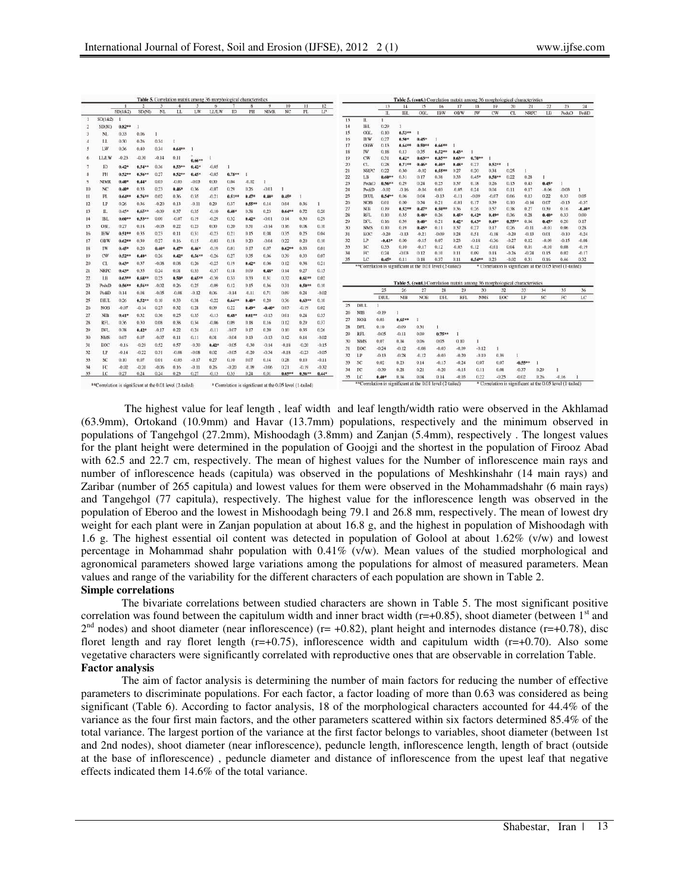**Table 5.** Correlation matrix among 36 morphological characteristics

| | | 1 | 2 | 3 | 4 | 5 | 6 | 7 | 8 | 9 | 10 | 11 | 12 |
|---|---|---|---|---|---|---|---|---|---|---|---|---|---|
| | | SD(1&2) | SD(NI) | NL | LL | LW | LL/LW | ID | PH | NIMR | NC | FL | LP |
| 1 | SD(1&2) | 1 | | | | | | | | | | | |
| 2 | SD(NI) | 0.82** | 1 | | | | | | | | | | |
| 3 | NL | 0.33 | 0.06 | 1 | | | | | | | | | |
| 4 | LL | 0.30 | 0.26 | 0.34 | 1 | | | | | | | | |
| 5 | LW | 0.36 | 0.40 | 0.34 | 0.64** | 1 | | | | | | | |
| 6 | LL/LW | -0.23 | -0.30 | -0.14 | 0.11 | -0.66** | 1 | | | | | | |
| 7 | ID | 0.42* | 0.54** | 0.36 | 0.53** | 0.42* | -0.05 | 1 | | | | | |
| 8 | PH | 0.52** | 0.56** | 0.27 | 0.52** | 0.45* | -0.05 | 0.78** | 1 | | | | |
| 9 | NIMR | 0.40* | 0.44* | 0.03 | -0.03 | -0.03 | 0.00 | 0.04 | -0.02 | 1 | | | |
| 10 | NC | 0.40* | 0.33 | 0.23 | 0.46* | 0.36 | -0.07 | 0.29 | 0.26 | -0.01 | 1 | | |
| 11 | FL | 0.64** | 0.76** | 0.02 | 0.36 | 0.35 | -0.21 | 0.51** | 0.47* | 0.40* | 0.45* | 1 | |
| 12 | LP | 0.26 | 0.36 | -0.20 | 0.13 | -0.11 | 0.20 | 0.37 | 0.58** | 0.14 | 0.04 | 0.36 | 1 |
| 13 | IL | 0.45* | 0.65** | -0.09 | 0.37 | 0.35 | -0.10 | 0.40* | 0.38 | 0.23 | 0.64** | 0.72 | 0.20 |
| 14 | IBL | 0.60** | 0.53** | 0.00 | -0.07 | 0.19 | -0.29 | 0.32 | 0.42* | -0.01 | 0.14 | 0.30 | 0.29 |
| 15 | OBL | 0.27 | 0.18 | -0.03 | 0.22 | 0.23 | 0.00 | 0.20 | 0.31 | -0.14 | 0.16 | 0.08 | 0.10 |
| 16 | IBW | 0.51** | 0.35 | 0.23 | 0.11 | 0.51 | -0.23 | 0.21 | 0.15 | 0.08 | 0.35 | 0.25 | 0.04 |
| 17 | OBW | 0.62** | 0.39 | 0.27 | 0.16 | 0.15 | -0.03 | 0.18 | 0.20 | -0.04 | 0.22 | 0.20 | 0.10 |
| 18 | IW | 0.45* | 0.20 | 0.40* | 0.47* | 0.46* | -0.19 | 0.01 | 0.17 | 0.07 | 0.62** | 0.33 | 0.01 |
| 19 | CW | 0.52** | 0.40* | 0.26 | 0.42* | 0.56** | -0.26 | 0.27 | 0.35 | 0.06 | 0.29 | 0.33 | 0.07 |
| 20 | CL | 0.43* | 0.37 | -0.08 | 0.08 | 0.26 | -0.25 | 0.19 | 0.42* | 0.06 | 0.12 | 0.38 | 0.21 |
| 21 | NRPC | 0.43* | 0.33 | 0.24 | 0.01 | 0.33 | -0.37 | 0.18 | 0.09 | 0.48* | 0.14 | 0.27 | 0.13 |
| 22 | LB | 0.63** | 0.68** | 0.25 | 0.50* | 0.65** | -0.39 | 0.33 | 0.33 | 0.31 | 0.32 | 0.61** | 0.02 |
| 23 | PeduD | 0.56** | 0.56** | -0.02 | 0.26 | 0.25 | -0.09 | 0.12 | 0.15 | 0.36 | 0.31 | 0.50** | 0.10 |
| 24 | PediD | 0.14 | 0.04 | -0.05 | -0.08 | -0.12 | 0.06 | -0.14 | -0.11 | 0.71 | 0.09 | 0.24 | -0.02 |
| 25 | DIUL | 0.26 | 0.52** | 0.10 | 0.33 | 0.38 | -0.22 | 0.64** | 0.40* | 0.20 | 0.36 | 0.63** | 0.10 |
| 26 | NOB | -0.07 | -0.14 | 0.25 | 0.32 | 0.28 | 0.09 | 0.22 | 0.49* | -0.40* | 0.03 | -0.15 | 0.02 |
| 27 | NIB | 0.41* | 0.32 | 0.36 | 0.25 | 0.35 | -0.13 | 0.48* | 0.61** | -0.13 | 0.01 | 0.24 | 0.35 |
| 28 | RFL | 0.36 | 0.30 | 0.08 | 0.38 | 0.34 | -0.06 | 0.09 | 0.18 | 0.16 | 0.12 | 0.29 | 0.37 |
| 29 | DFL | 0.38 | 0.42* | -0.17 | 0.22 | 0.24 | -0.11 | -0.07 | 0.17 | 0.30 | 0.10 | 0.35 | 0.26 |
| 30 | NMS | 0.07 | 0.07 | -0.07 | 0.11 | 0.11 | 0.01 | -0.04 | 0.13 | -0.13 | 0.12 | 0.14 | -0.02 |
| 31 | EOC | -0.16 | -0.29 | 0.52 | 0.57 | -0.20 | 0.42* | -0.05 | -0.30 | -0.14 | -0.18 | -0.20 | -0.15 |
| 32 | LP | -0.14 | -0.22 | 0.31 | -0.08 | -0.08 | 0.02 | -0.05 | -0.20 | -0.34 | -0.18 | -0.23 | -0.05 |
| 33 | SC | 0.10 | 0.07 | 0.01 | -0.05 | -0.17 | 0.27 | 0.10 | 0.07 | 0.14 | 0.28 | 0.10 | -0.11 |
| 34 | FC | -0.02 | -0.20 | -0.06 | 0.16 | -0.11 | 0.26 | -0.20 | -0.09 | -0.06 | 0.21 | -0.19 | -0.32 |
| 35 | LC | 0.27 | 0.24 | 0.34 | 0.23 | 0.27 | -0.13 | 0.33 | 0.24 | 0.01 | 0.65** | 0.56** | 0.44* |

**Correlation is significant at the 0.01 level (2-tailed) &nbsp;&nbsp; * Correlation is significant at the 0.05 level (1-tailed)

**Table 5. (cont.)** Correlation matrix among 36 morphological characteristics

| | | 13 | 14 | 15 | 16 | 17 | 18 | 19 | 20 | 21 | 22 | 23 | 24 |
|---|---|---|---|---|---|---|---|---|---|---|---|---|---|
| | | IL | IBL | OBL | IBW | OBW | IW | CW | CL | NRPC | LB | PeduD | PediD |
| 13 | IL | 1 | | | | | | | | | | | |
| 14 | IBL | 0.29 | 1 | | | | | | | | | | |
| 15 | OBL | 0.10 | 0.53** | 1 | | | | | | | | | |
| 16 | IBW | 0.27 | 0.56* | 0.45* | 1 | | | | | | | | |
| 17 | OBW | 0.13 | 0.64** | 0.50** | 0.66** | 1 | | | | | | | |
| 18 | IW | 0.18 | 0.13 | 0.35 | 0.52** | 0.43* | 1 | | | | | | |
| 19 | CW | 0.31 | 0.42* | 0.63** | 0.85** | 0.63** | 0.70** | 1 | | | | | |
| 20 | CL | 0.28 | 0.71** | 0.46* | 0.40* | 0.48* | 0.27 | 0.52** | 1 | | | | |
| 21 | NRPC | 0.22 | 0.30 | -0.02 | 0.55** | 0.27 | 0.20 | 0.34 | 0.25 | 1 | | | |
| 22 | LB | 0.60** | 0.31 | 0.17 | 0.38 | 0.33 | 0.45* | 0.58** | 0.22 | 0.28 | 1 | | |
| 23 | PeduD | 0.56** | 0.29 | 0.24 | 0.25 | 0.37 | 0.18 | 0.26 | 0.15 | 0.43 | 0.45* | 1 | |
| 24 | PediD | -0.02 | -0.16 | -0.04 | 0.03 | -0.05 | 0.24 | 0.04 | 0.11 | 0.17 | -0.06 | -0.03 | 1 |
| 25 | DIUL | 0.54** | 0.06 | 0.04 | -0.13 | -0.11 | -0.09 | -0.07 | 0.06 | 0.13 | 0.22 | 0.33 | 0.05 |
| 26 | NOB | 0.01 | 0.00 | 0.34 | 0.21 | -0.01 | 0.17 | 0.39 | 0.10 | -0.14 | 0.07 | -0.13 | -0.37 |
| 27 | NIB | 0.19 | 0.52** | 0.47* | 0.50** | 0.36 | 0.26 | 0.57 | 0.38 | 0.27 | 0.39 | 0.16 | -0.46* |
| 28 | RFL | 0.10 | 0.35 | 0.48* | 0.26 | 0.45* | 0.42* | 0.49* | 0.36 | 0.28 | 0.40* | 0.33 | 0.00 |
| 29 | DFL | 0.16 | 0.39 | 0.40* | 0.21 | 0.42* | 0.43* | 0.49* | 0.55** | 0.04 | 0.45* | 0.20 | 0.17 |
| 30 | NMS | 0.10 | 0.19 | 0.45* | 0.11 | 0.37 | 0.27 | 0.17 | 0.26 | -0.11 | -0.01 | 0.06 | 0.28 |
| 31 | EOC | -0.20 | -0.13 | -0.21 | -0.09 | 0.24 | 0.51 | -0.18 | -0.20 | -0.13 | 0.01 | -0.10 | -0.24 |
| 32 | LP | -0.43* | 0.00 | -0.15 | 0.07 | 0.23 | -0.18 | -0.36 | -0.27 | 0.12 | -0.09 | -0.15 | -0.08 |
| 33 | SC | 0.23 | 0.10 | -0.17 | 0.12 | -0.03 | 0.12 | -0.01 | 0.04 | 0.01 | -0.10 | 0.08 | -0.19 |
| 34 | FC | 0.24 | -0.03 | 0.18 | 0.10 | 0.11 | 0.09 | 0.18 | -0.26 | -0.24 | 0.15 | 0.02 | -0.17 |
| 35 | LC | 0.45* | 0.11 | 0.18 | 0.37 | 0.11 | 0.54** | 0.23 | -0.02 | 0.31 | 0.16 | 0.46 | 0.32 |

**Correlation is significant at the 0.01 level (2-tailed) &nbsp;&nbsp; * Correlation is significant at the 0.05 level (1-tailed)

**Table 5. (cont.)** Correlation matrix among 36 morphological characteristics

| | | 25 | 26 | 27 | 28 | 29 | 30 | 32 | 33 | 34 | 35 | 36 |
|---|---|---|---|---|---|---|---|---|---|---|---|---|
| | | DIUL | NIB | NOB | DFL | RFL | NMS | EOC | LP | SC | FC | LC |
| 25 | DIUL | 1 | | | | | | | | | | |
| 26 | NIB | -0.19 | 1 | | | | | | | | | |
| 27 | NOB | 0.03 | 0.65** | 1 | | | | | | | | |
| 28 | DFL | 0.10 | -0.09 | 0.31 | 1 | | | | | | | |
| 29 | RFL | -0.05 | -0.11 | 0.00 | 0.75** | 1 | | | | | | |
| 30 | NMS | 0.07 | 0.04 | 0.06 | 0.05 | 0.10 | 1 | | | | | |
| 31 | EOC | -0.24 | -0.12 | -0.08 | -0.03 | -0.09 | -0.12 | 1 | | | | |
| 32 | LP | -0.13 | -0.28 | -0.12 | -0.03 | -0.20 | -0.10 | 0.39 | 1 | | | |
| 33 | SC | 0.02 | 0.23 | 0.14 | -0.15 | -0.24 | 0.07 | 0.07 | -0.55** | 1 | | |
| 34 | FC | -0.30 | 0.28 | 0.21 | -0.20 | -0.15 | 0.11 | 0.08 | -0.37 | 0.29 | 1 | |
| 35 | LC | 0.40* | 0.04 | 0.04 | 0.14 | -0.05 | 0.22 | -0.25 | -0.02 | 0.26 | -0.16 | 1 |

**Correlation is significant at the 0.01 level (2-tailed) &nbsp;&nbsp; * Correlation is significant at the 0.05 level (1-tailed)

The highest value for leaf length , leaf width and leaf length/width ratio were observed in the Akhlamad (63.9mm), Ortokand (10.9mm) and Havar (13.7mm) populations, respectively and the minimum observed in populations of Tangehgol (27.2mm), Mishoodagh (3.8mm) and Zanjan (5.4mm), respectively . The longest values for the plant height were determined in the population of Goojgi and the shortest in the population of Firooz Abad with 62.5 and 22.7 cm, respectively. The mean of highest values for the Number of inflorescence main rays and number of inflorescence heads (capitula) was observed in the populations of Meshkinshahr (14 main rays) and Zaribar (number of 265 capitula) and lowest values for them were observed in the Mohammadshahr (6 main rays) and Tangehgol (77 capitula), respectively. The highest value for the inflorescence length was observed in the population of Eberoo and the lowest in Mishoodagh being 79.1 and 26.8 mm, respectively. The mean of lowest dry weight for each plant were in Zanjan population at about 16.8 g, and the highest in population of Mishoodagh with 1.6 g. The highest essential oil content was detected in population of Golool at about 1.62% (v/w) and lowest percentage in Mohammad shahr population with 0.41% (v/w). Mean values of the studied morphological and agronomical parameters showed large variations among the populations for almost of measured parameters. Mean values and range of the variability for the different characters of each population are shown in Table 2.

**Simple correlations**

The bivariate correlations between studied characters are shown in Table 5. The most significant positive correlation was found between the capitulum width and inner bract width (r=+0.85), shoot diameter (between 1st and 2nd nodes) and shoot diameter (near inflorescence) (r= +0.82), plant height and internodes distance (r=+0.78), disc floret length and ray floret length (r=+0.75), inflorescence width and capitulum width (r=+0.70). Also some vegetative characters were significantly correlated with reproductive ones that are observable in correlation Table.

**Factor analysis**

The aim of factor analysis is determining the number of main factors for reducing the number of effective parameters to discriminate populations. For each factor, a factor loading of more than 0.63 was considered as being significant (Table 6). According to factor analysis, 18 of the morphological characters accounted for 44.4% of the variance as the four first main factors, and the other parameters scattered within six factors determined 85.4% of the total variance. The largest portion of the variance at the first factor belongs to variables, shoot diameter (between 1st and 2nd nodes), shoot diameter (near inflorescence), peduncle length, inflorescence length, length of bract (outside at the base of inflorescence) , peduncle diameter and distance of inflorescence from the upest leaf that negative effects indicated them 14.6% of the total variance.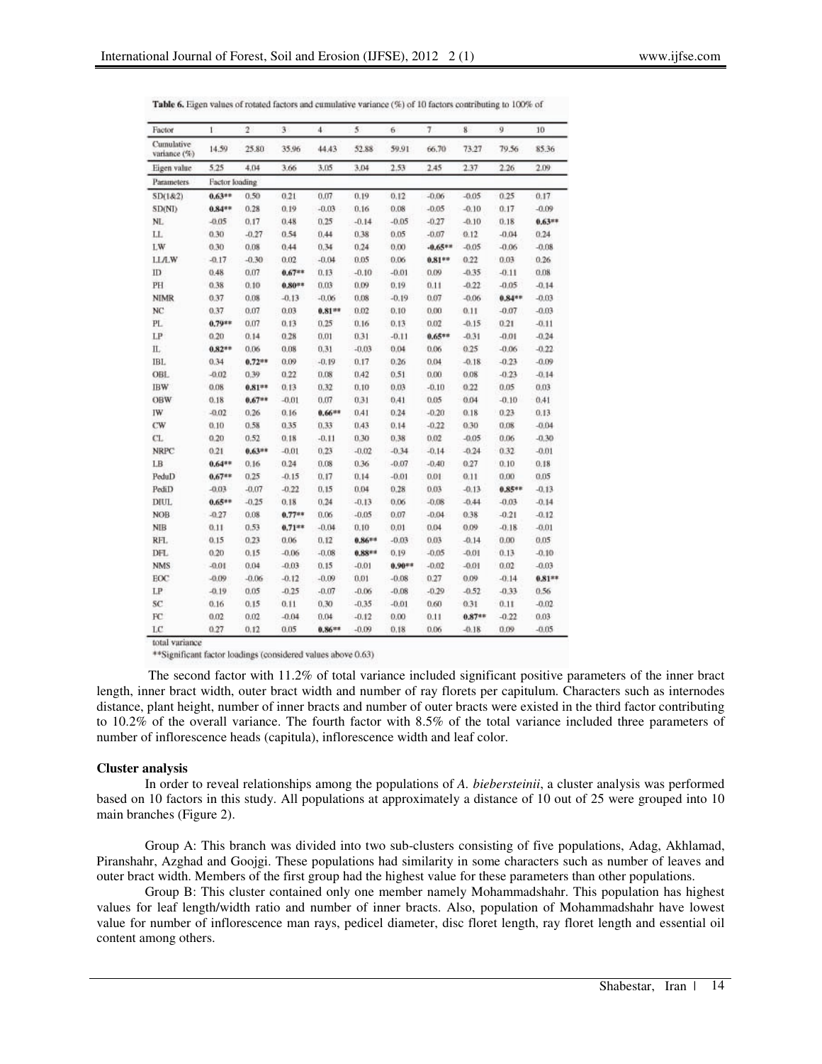**Table 6.** Eigen values of rotated factors and cumulative variance (%) of 10 factors contributing to 100% of total variance

| Factor | 1 | 2 | 3 | 4 | 5 | 6 | 7 | 8 | 9 | 10 |
|---|---|---|---|---|---|---|---|---|---|---|
| Cumulative variance (%) | 14.59 | 25.80 | 35.96 | 44.43 | 52.88 | 59.91 | 66.70 | 73.27 | 79.56 | 85.36 |
| Eigen value | 5.25 | 4.04 | 3.66 | 3.05 | 3.04 | 2.53 | 2.45 | 2.37 | 2.26 | 2.09 |
| Parameters | Factor loading | | | | | | | | | |
| SD(1&2) | **0.63**\*\* | 0.50 | 0.21 | 0.07 | 0.19 | 0.12 | -0.06 | -0.05 | 0.25 | 0.17 |
| SD(NI) | **0.84**\*\* | 0.28 | 0.19 | -0.03 | 0.16 | 0.08 | -0.05 | -0.10 | 0.17 | -0.09 |
| NL | -0.05 | 0.17 | 0.48 | 0.25 | -0.14 | -0.05 | -0.27 | -0.10 | 0.18 | **0.63**\*\* |
| LL | 0.30 | -0.27 | 0.54 | 0.44 | 0.38 | 0.05 | -0.07 | 0.12 | -0.04 | 0.24 |
| LW | 0.30 | 0.08 | 0.44 | 0.34 | 0.24 | 0.00 | **-0.65**\*\* | -0.05 | -0.06 | -0.08 |
| LL/LW | -0.17 | -0.30 | 0.02 | -0.04 | 0.05 | 0.06 | **0.81**\*\* | 0.22 | 0.03 | 0.26 |
| ID | 0.48 | 0.07 | **0.67**\*\* | 0.13 | -0.10 | -0.01 | 0.09 | -0.35 | -0.11 | 0.08 |
| PH | 0.38 | 0.10 | **0.80**\*\* | 0.03 | 0.09 | 0.19 | 0.11 | -0.22 | -0.05 | -0.14 |
| NIMR | 0.37 | 0.08 | -0.13 | -0.06 | 0.08 | -0.19 | 0.07 | -0.06 | **0.84**\*\* | -0.03 |
| NC | 0.37 | 0.07 | 0.03 | **0.81**\*\* | 0.02 | 0.10 | 0.00 | 0.11 | -0.07 | -0.03 |
| PL | **0.79**\*\* | 0.07 | 0.13 | 0.25 | 0.16 | 0.13 | 0.02 | -0.15 | 0.21 | -0.11 |
| LP | 0.20 | 0.14 | 0.28 | 0.01 | 0.31 | -0.11 | **0.65**\*\* | -0.31 | -0.01 | -0.24 |
| IL | **0.82**\*\* | 0.06 | 0.08 | 0.31 | -0.03 | 0.04 | 0.06 | 0.25 | -0.06 | -0.22 |
| IBL | 0.34 | **0.72**\*\* | 0.09 | -0.19 | 0.17 | 0.26 | 0.04 | -0.18 | -0.23 | -0.09 |
| OBL | -0.02 | 0.39 | 0.22 | 0.08 | 0.42 | 0.51 | 0.00 | 0.08 | -0.23 | -0.14 |
| IBW | 0.08 | **0.81**\*\* | 0.13 | 0.32 | 0.10 | 0.03 | -0.10 | 0.22 | 0.05 | 0.03 |
| OBW | 0.18 | **0.67**\*\* | -0.01 | 0.07 | 0.31 | 0.41 | 0.05 | 0.04 | -0.10 | 0.41 |
| IW | -0.02 | 0.26 | 0.16 | **0.66**\*\* | 0.41 | 0.24 | -0.20 | 0.18 | 0.23 | 0.13 |
| CW | 0.10 | 0.58 | 0.35 | 0.33 | 0.43 | 0.14 | -0.22 | 0.30 | 0.08 | -0.04 |
| CL | 0.20 | 0.52 | 0.18 | -0.11 | 0.30 | 0.38 | 0.02 | -0.05 | 0.06 | -0.30 |
| NRPC | 0.21 | **0.63**\*\* | -0.01 | 0.23 | -0.02 | -0.34 | -0.14 | -0.24 | 0.32 | -0.01 |
| LB | **0.64**\*\* | 0.16 | 0.24 | 0.08 | 0.36 | -0.07 | -0.40 | 0.27 | 0.10 | 0.18 |
| PeduD | **0.67**\*\* | 0.25 | -0.15 | 0.17 | 0.14 | -0.01 | 0.01 | 0.11 | 0.00 | 0.05 |
| PediD | -0.03 | -0.07 | -0.22 | 0.15 | 0.04 | 0.28 | 0.03 | -0.13 | **0.85**\*\* | -0.13 |
| DIUL | **0.65**\*\* | -0.25 | 0.18 | 0.24 | -0.13 | 0.06 | -0.08 | -0.44 | -0.03 | -0.14 |
| NOB | -0.27 | 0.08 | **0.77**\*\* | 0.06 | -0.05 | 0.07 | -0.04 | 0.38 | -0.21 | -0.12 |
| NIB | 0.11 | 0.53 | **0.71**\*\* | -0.04 | 0.10 | 0.01 | 0.04 | 0.09 | -0.18 | -0.01 |
| RFL | 0.15 | 0.23 | 0.06 | 0.12 | **0.86**\*\* | -0.03 | 0.03 | -0.14 | 0.00 | 0.05 |
| DFL | 0.20 | 0.15 | -0.06 | -0.08 | **0.88**\*\* | 0.19 | -0.05 | -0.01 | 0.13 | -0.10 |
| NMS | -0.01 | 0.04 | -0.03 | 0.15 | -0.01 | **0.90**\*\* | -0.02 | -0.01 | 0.02 | -0.03 |
| EOC | -0.09 | -0.06 | -0.12 | -0.09 | 0.01 | -0.08 | 0.27 | 0.09 | -0.14 | **0.81**\*\* |
| LP | -0.19 | 0.05 | -0.25 | -0.07 | -0.06 | -0.08 | -0.29 | -0.52 | -0.33 | 0.56 |
| SC | 0.16 | 0.15 | 0.11 | 0.30 | -0.35 | -0.01 | 0.60 | 0.31 | 0.11 | -0.02 |
| FC | 0.02 | 0.02 | -0.04 | 0.04 | -0.12 | 0.00 | 0.11 | **0.87**\*\* | -0.22 | 0.03 |
| LC | 0.27 | 0.12 | 0.05 | **0.86**\*\* | -0.09 | 0.18 | 0.06 | -0.18 | 0.09 | -0.05 |

\*\*Significant factor loadings (considered values above 0.63)

The second factor with 11.2% of total variance included significant positive parameters of the inner bract length, inner bract width, outer bract width and number of ray florets per capitulum. Characters such as internodes distance, plant height, number of inner bracts and number of outer bracts were existed in the third factor contributing to 10.2% of the overall variance. The fourth factor with 8.5% of the total variance included three parameters of number of inflorescence heads (capitula), inflorescence width and leaf color.

**Cluster analysis**

In order to reveal relationships among the populations of *A. biebersteinii*, a cluster analysis was performed based on 10 factors in this study. All populations at approximately a distance of 10 out of 25 were grouped into 10 main branches (Figure 2).

Group A: This branch was divided into two sub-clusters consisting of five populations, Adag, Akhlamad, Piranshahr, Azghad and Goojgi. These populations had similarity in some characters such as number of leaves and outer bract width. Members of the first group had the highest value for these parameters than other populations.

Group B: This cluster contained only one member namely Mohammadshahr. This population has highest values for leaf length/width ratio and number of inner bracts. Also, population of Mohammadshahr have lowest value for number of inflorescence man rays, pedicel diameter, disc floret length, ray floret length and essential oil content among others.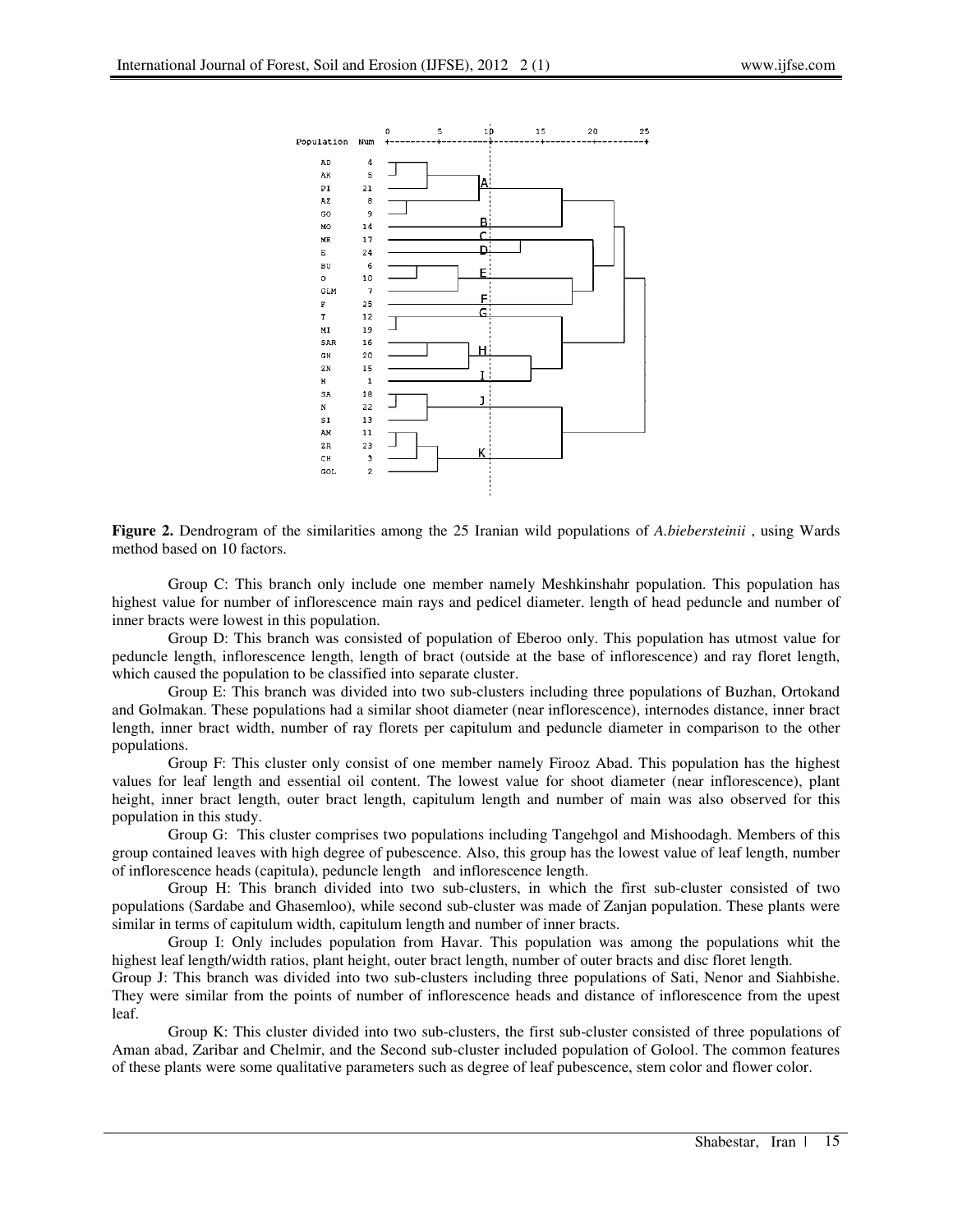**Figure 2.** Dendrogram of the similarities among the 25 Iranian wild populations of *A.biebersteinii* , using Wards method based on 10 factors.

Group C: This branch only include one member namely Meshkinshahr population. This population has highest value for number of inflorescence main rays and pedicel diameter. length of head peduncle and number of inner bracts were lowest in this population.

Group D: This branch was consisted of population of Eberoo only. This population has utmost value for peduncle length, inflorescence length, length of bract (outside at the base of inflorescence) and ray floret length, which caused the population to be classified into separate cluster.

Group E: This branch was divided into two sub-clusters including three populations of Buzhan, Ortokand and Golmakan. These populations had a similar shoot diameter (near inflorescence), internodes distance, inner bract length, inner bract width, number of ray florets per capitulum and peduncle diameter in comparison to the other populations.

Group F: This cluster only consist of one member namely Firooz Abad. This population has the highest values for leaf length and essential oil content. The lowest value for shoot diameter (near inflorescence), plant height, inner bract length, outer bract length, capitulum length and number of main was also observed for this population in this study.

Group G: This cluster comprises two populations including Tangehgol and Mishoodagh. Members of this group contained leaves with high degree of pubescence. Also, this group has the lowest value of leaf length, number of inflorescence heads (capitula), peduncle length and inflorescence length.

Group H: This branch divided into two sub-clusters, in which the first sub-cluster consisted of two populations (Sardabe and Ghasemloo), while second sub-cluster was made of Zanjan population. These plants were similar in terms of capitulum width, capitulum length and number of inner bracts.

Group I: Only includes population from Havar. This population was among the populations whit the highest leaf length/width ratios, plant height, outer bract length, number of outer bracts and disc floret length.

Group J: This branch was divided into two sub-clusters including three populations of Sati, Nenor and Siahbishe. They were similar from the points of number of inflorescence heads and distance of inflorescence from the upest leaf.

Group K: This cluster divided into two sub-clusters, the first sub-cluster consisted of three populations of Aman abad, Zaribar and Chelmir, and the Second sub-cluster included population of Golool. The common features of these plants were some qualitative parameters such as degree of leaf pubescence, stem color and flower color.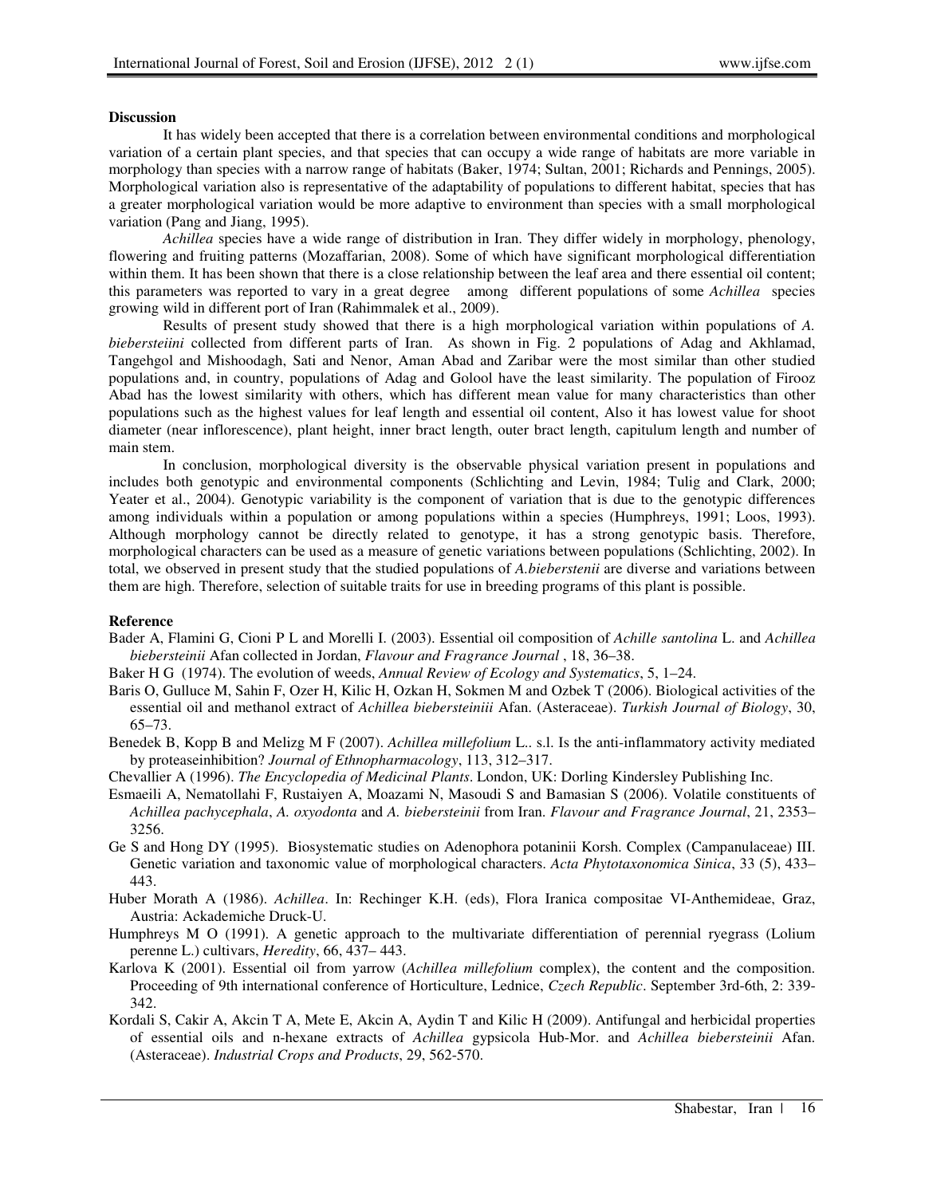**Discussion**

It has widely been accepted that there is a correlation between environmental conditions and morphological variation of a certain plant species, and that species that can occupy a wide range of habitats are more variable in morphology than species with a narrow range of habitats (Baker, 1974; Sultan, 2001; Richards and Pennings, 2005). Morphological variation also is representative of the adaptability of populations to different habitat, species that has a greater morphological variation would be more adaptive to environment than species with a small morphological variation (Pang and Jiang, 1995).

*Achillea* species have a wide range of distribution in Iran. They differ widely in morphology, phenology, flowering and fruiting patterns (Mozaffarian, 2008). Some of which have significant morphological differentiation within them. It has been shown that there is a close relationship between the leaf area and there essential oil content; this parameters was reported to vary in a great degree among different populations of some *Achillea* species growing wild in different port of Iran (Rahimmalek et al., 2009).

Results of present study showed that there is a high morphological variation within populations of *A. biebersteiini* collected from different parts of Iran. As shown in Fig. 2 populations of Adag and Akhlamad, Tangehgol and Mishoodagh, Sati and Nenor, Aman Abad and Zaribar were the most similar than other studied populations and, in country, populations of Adag and Golool have the least similarity. The population of Firooz Abad has the lowest similarity with others, which has different mean value for many characteristics than other populations such as the highest values for leaf length and essential oil content, Also it has lowest value for shoot diameter (near inflorescence), plant height, inner bract length, outer bract length, capitulum length and number of main stem.

In conclusion, morphological diversity is the observable physical variation present in populations and includes both genotypic and environmental components (Schlichting and Levin, 1984; Tulig and Clark, 2000; Yeater et al., 2004). Genotypic variability is the component of variation that is due to the genotypic differences among individuals within a population or among populations within a species (Humphreys, 1991; Loos, 1993). Although morphology cannot be directly related to genotype, it has a strong genotypic basis. Therefore, morphological characters can be used as a measure of genetic variations between populations (Schlichting, 2002). In total, we observed in present study that the studied populations of *A.bieberstenii* are diverse and variations between them are high. Therefore, selection of suitable traits for use in breeding programs of this plant is possible.

**Reference**

Bader A, Flamini G, Cioni P L and Morelli I. (2003). Essential oil composition of *Achille santolina* L. and *Achillea biebersteinii* Afan collected in Jordan, *Flavour and Fragrance Journal* , 18, 36–38.

Baker H G (1974). The evolution of weeds, *Annual Review of Ecology and Systematics*, 5, 1–24.

Baris O, Gulluce M, Sahin F, Ozer H, Kilic H, Ozkan H, Sokmen M and Ozbek T (2006). Biological activities of the essential oil and methanol extract of *Achillea biebersteiniii* Afan. (Asteraceae). *Turkish Journal of Biology*, 30, 65–73.

Benedek B, Kopp B and Melizg M F (2007). *Achillea millefolium* L.. s.l. Is the anti-inflammatory activity mediated by proteaseinhibition? *Journal of Ethnopharmacology*, 113, 312–317.

Chevallier A (1996). *The Encyclopedia of Medicinal Plants*. London, UK: Dorling Kindersley Publishing Inc.

Esmaeili A, Nematollahi F, Rustaiyen A, Moazami N, Masoudi S and Bamasian S (2006). Volatile constituents of *Achillea pachycephala*, *A. oxyodonta* and *A. biebersteinii* from Iran. *Flavour and Fragrance Journal*, 21, 2353–3256.

Ge S and Hong DY (1995). Biosystematic studies on Adenophora potaninii Korsh. Complex (Campanulaceae) III. Genetic variation and taxonomic value of morphological characters. *Acta Phytotaxonomica Sinica*, 33 (5), 433–443.

Huber Morath A (1986). *Achillea*. In: Rechinger K.H. (eds), Flora Iranica compositae VI-Anthemideae, Graz, Austria: Ackademiche Druck-U.

Humphreys M O (1991). A genetic approach to the multivariate differentiation of perennial ryegrass (Lolium perenne L.) cultivars, *Heredity*, 66, 437– 443.

Karlova K (2001). Essential oil from yarrow (*Achillea millefolium* complex), the content and the composition. Proceeding of 9th international conference of Horticulture, Lednice, *Czech Republic*. September 3rd-6th, 2: 339-342.

Kordali S, Cakir A, Akcin T A, Mete E, Akcin A, Aydin T and Kilic H (2009). Antifungal and herbicidal properties of essential oils and n-hexane extracts of *Achillea* gypsicola Hub-Mor. and *Achillea biebersteinii* Afan. (Asteraceae). *Industrial Crops and Products*, 29, 562-570.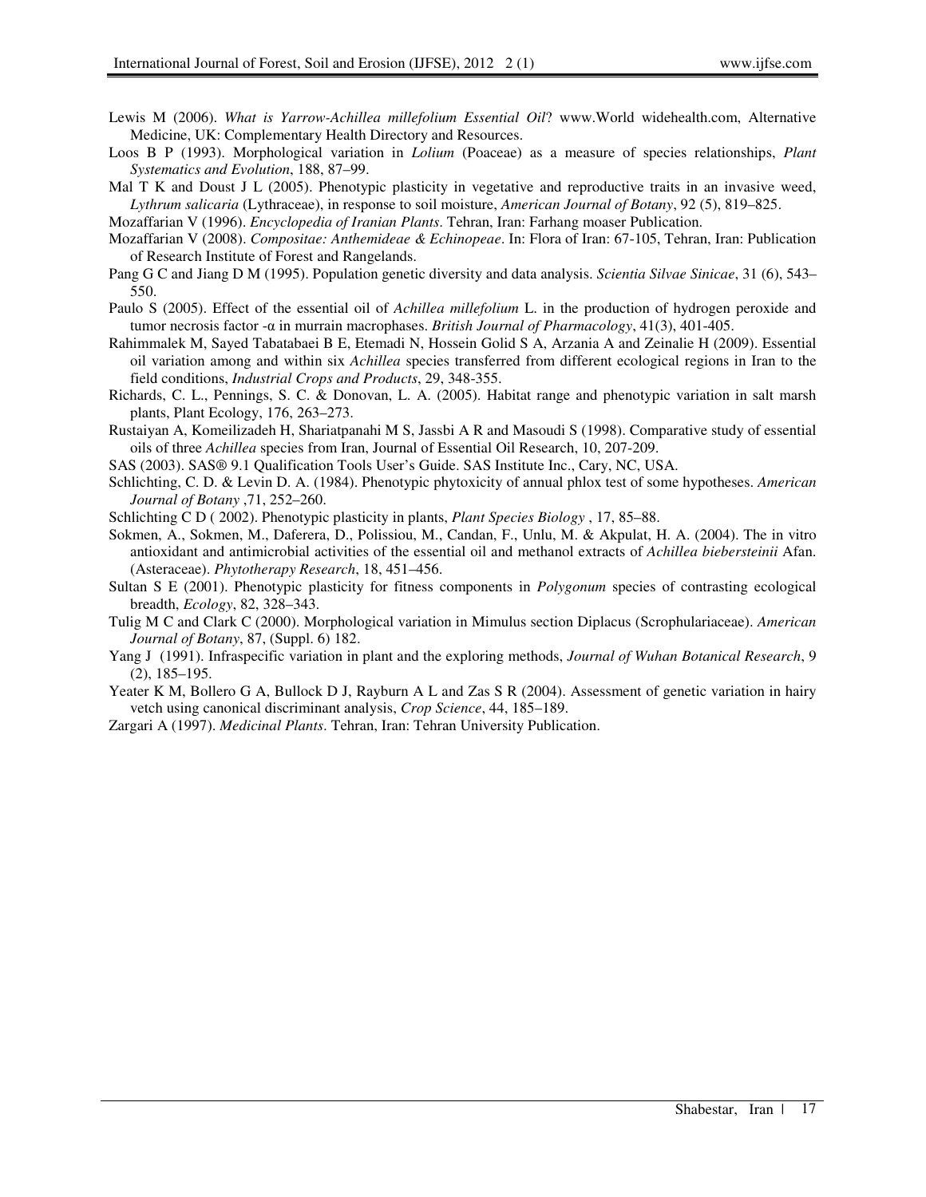Lewis M (2006). *What is Yarrow-Achillea millefolium Essential Oil*? www.World widehealth.com, Alternative Medicine, UK: Complementary Health Directory and Resources.

Loos B P (1993). Morphological variation in *Lolium* (Poaceae) as a measure of species relationships, *Plant Systematics and Evolution*, 188, 87–99.

Mal T K and Doust J L (2005). Phenotypic plasticity in vegetative and reproductive traits in an invasive weed, *Lythrum salicaria* (Lythraceae), in response to soil moisture, *American Journal of Botany*, 92 (5), 819–825.

Mozaffarian V (1996). *Encyclopedia of Iranian Plants*. Tehran, Iran: Farhang moaser Publication.

Mozaffarian V (2008). *Compositae: Anthemideae & Echinopeae*. In: Flora of Iran: 67-105, Tehran, Iran: Publication of Research Institute of Forest and Rangelands.

Pang G C and Jiang D M (1995). Population genetic diversity and data analysis. *Scientia Silvae Sinicae*, 31 (6), 543–550.

Paulo S (2005). Effect of the essential oil of *Achillea millefolium* L. in the production of hydrogen peroxide and tumor necrosis factor -α in murrain macrophases. *British Journal of Pharmacology*, 41(3), 401-405.

Rahimmalek M, Sayed Tabatabaei B E, Etemadi N, Hossein Golid S A, Arzania A and Zeinalie H (2009). Essential oil variation among and within six *Achillea* species transferred from different ecological regions in Iran to the field conditions, *Industrial Crops and Products*, 29, 348-355.

Richards, C. L., Pennings, S. C. & Donovan, L. A. (2005). Habitat range and phenotypic variation in salt marsh plants, Plant Ecology, 176, 263–273.

Rustaiyan A, Komeilizadeh H, Shariatpanahi M S, Jassbi A R and Masoudi S (1998). Comparative study of essential oils of three *Achillea* species from Iran, Journal of Essential Oil Research, 10, 207-209.

SAS (2003). SAS® 9.1 Qualification Tools User's Guide. SAS Institute Inc., Cary, NC, USA.

Schlichting, C. D. & Levin D. A. (1984). Phenotypic phytoxicity of annual phlox test of some hypotheses. *American Journal of Botany* ,71, 252–260.

Schlichting C D ( 2002). Phenotypic plasticity in plants, *Plant Species Biology* , 17, 85–88.

Sokmen, A., Sokmen, M., Daferera, D., Polissiou, M., Candan, F., Unlu, M. & Akpulat, H. A. (2004). The in vitro antioxidant and antimicrobial activities of the essential oil and methanol extracts of *Achillea biebersteinii* Afan. (Asteraceae). *Phytotherapy Research*, 18, 451–456.

Sultan S E (2001). Phenotypic plasticity for fitness components in *Polygonum* species of contrasting ecological breadth, *Ecology*, 82, 328–343.

Tulig M C and Clark C (2000). Morphological variation in Mimulus section Diplacus (Scrophulariaceae). *American Journal of Botany*, 87, (Suppl. 6) 182.

Yang J (1991). Infraspecific variation in plant and the exploring methods, *Journal of Wuhan Botanical Research*, 9 (2), 185–195.

Yeater K M, Bollero G A, Bullock D J, Rayburn A L and Zas S R (2004). Assessment of genetic variation in hairy vetch using canonical discriminant analysis, *Crop Science*, 44, 185–189.

Zargari A (1997). *Medicinal Plants*. Tehran, Iran: Tehran University Publication.